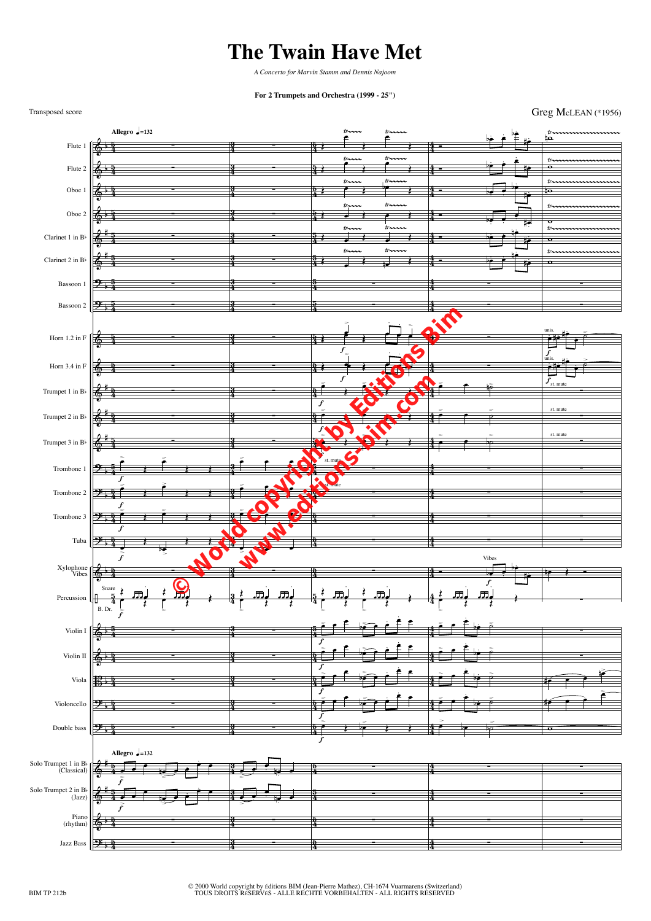# The Twain Have Met

*A Concerto for Marvin Stamm and Dennis Najoom*

**For 2 Trumpets and Orchestra (1999 - 25")**

Transposed score

Greg McLEAN (*1956)

© 2000 World copyright by Editions BIM (Jean-Pierre Mathez), CH-1674 Vuarmarens (Switzerland)
TOUS DROITS RESERVES - ALLE RECHTE VORBEHALTEN - ALL RIGHTS RESERVED

BIM TP 212b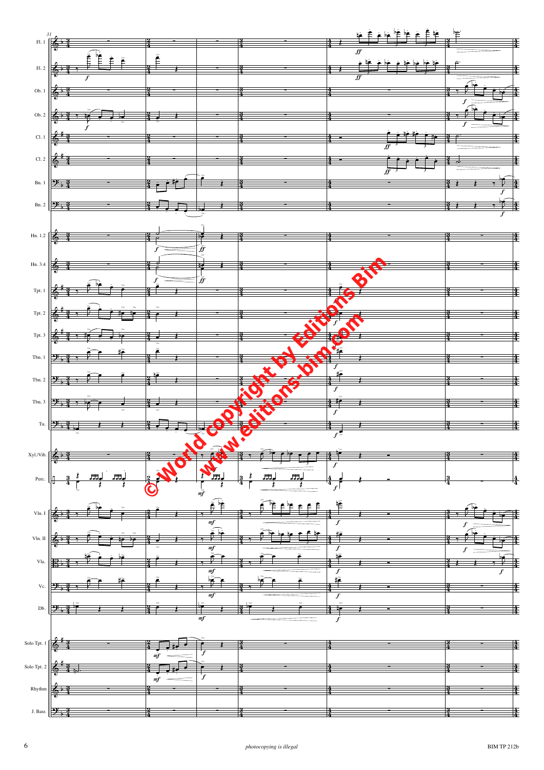© World copyright by Editions Bim
www.editions-bim.com

*photocopying is illegal*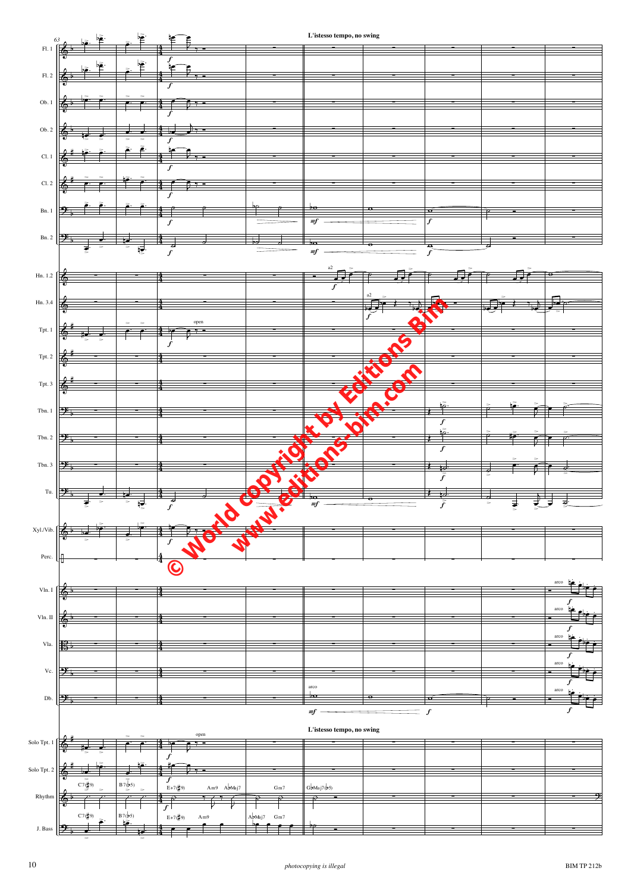L'istesso tempo, no swing

© World copyright by Editions Bim
www.editions-bim.com

photocopying is illegal